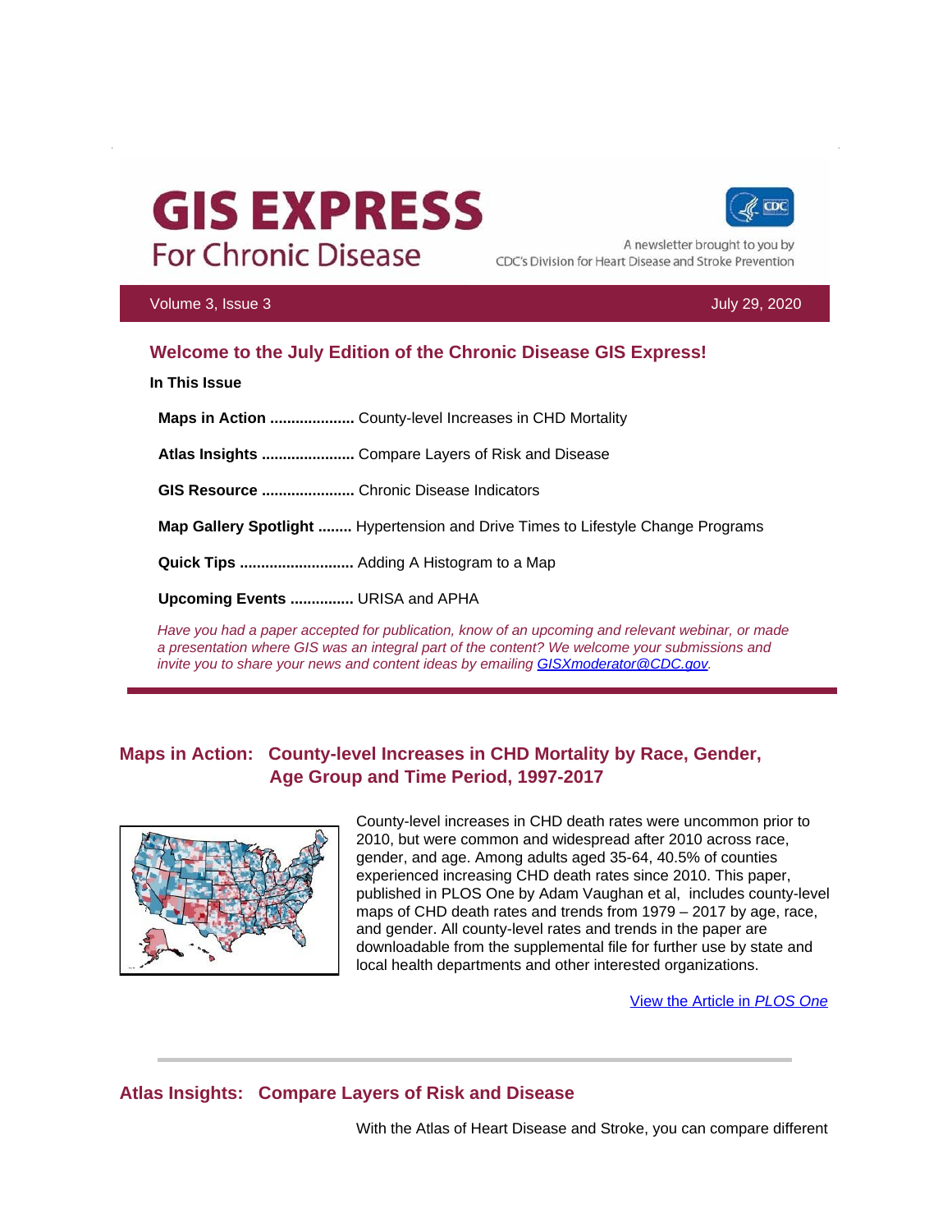# GIS EXPRESS
## For Chronic Disease

A newsletter brought to you by CDC's Division for Heart Disease and Stroke Prevention

Volume 3, Issue 3 — July 29, 2020

## Welcome to the July Edition of the Chronic Disease GIS Express!

**In This Issue**

**Maps in Action ....................** County-level Increases in CHD Mortality

**Atlas Insights ......................** Compare Layers of Risk and Disease

**GIS Resource ......................** Chronic Disease Indicators

**Map Gallery Spotlight ........** Hypertension and Drive Times to Lifestyle Change Programs

**Quick Tips ...........................** Adding A Histogram to a Map

**Upcoming Events ...............** URISA and APHA

*Have you had a paper accepted for publication, know of an upcoming and relevant webinar, or made a presentation where GIS was an integral part of the content? We welcome your submissions and invite you to share your news and content ideas by emailing GISXmoderator@CDC.gov.*

---

## Maps in Action: County-level Increases in CHD Mortality by Race, Gender, Age Group and Time Period, 1997-2017

County-level increases in CHD death rates were uncommon prior to 2010, but were common and widespread after 2010 across race, gender, and age. Among adults aged 35-64, 40.5% of counties experienced increasing CHD death rates since 2010. This paper, published in PLOS One by Adam Vaughan et al, includes county-level maps of CHD death rates and trends from 1979 – 2017 by age, race, and gender. All county-level rates and trends in the paper are downloadable from the supplemental file for further use by state and local health departments and other interested organizations.

View the Article in *PLOS One*

---

## Atlas Insights: Compare Layers of Risk and Disease

With the Atlas of Heart Disease and Stroke, you can compare different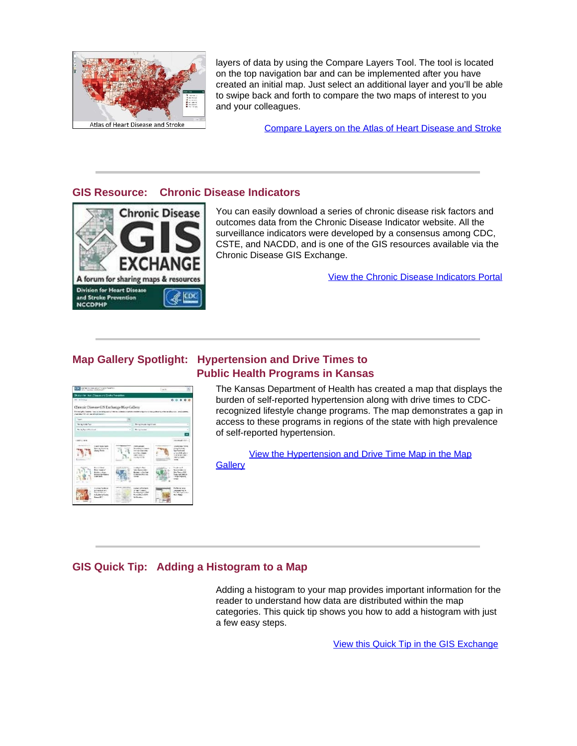layers of data by using the Compare Layers Tool. The tool is located on the top navigation bar and can be implemented after you have created an initial map. Just select an additional layer and you'll be able to swipe back and forth to compare the two maps of interest to you and your colleagues.

Compare Layers on the Atlas of Heart Disease and Stroke

## GIS Resource: Chronic Disease Indicators

You can easily download a series of chronic disease risk factors and outcomes data from the Chronic Disease Indicator website. All the surveillance indicators were developed by a consensus among CDC, CSTE, and NACDD, and is one of the GIS resources available via the Chronic Disease GIS Exchange.

View the Chronic Disease Indicators Portal

## Map Gallery Spotlight: Hypertension and Drive Times to Public Health Programs in Kansas

The Kansas Department of Health has created a map that displays the burden of self-reported hypertension along with drive times to CDC-recognized lifestyle change programs. The map demonstrates a gap in access to these programs in regions of the state with high prevalence of self-reported hypertension.

View the Hypertension and Drive Time Map in the Map Gallery

## GIS Quick Tip: Adding a Histogram to a Map

Adding a histogram to your map provides important information for the reader to understand how data are distributed within the map categories. This quick tip shows you how to add a histogram with just a few easy steps.

View this Quick Tip in the GIS Exchange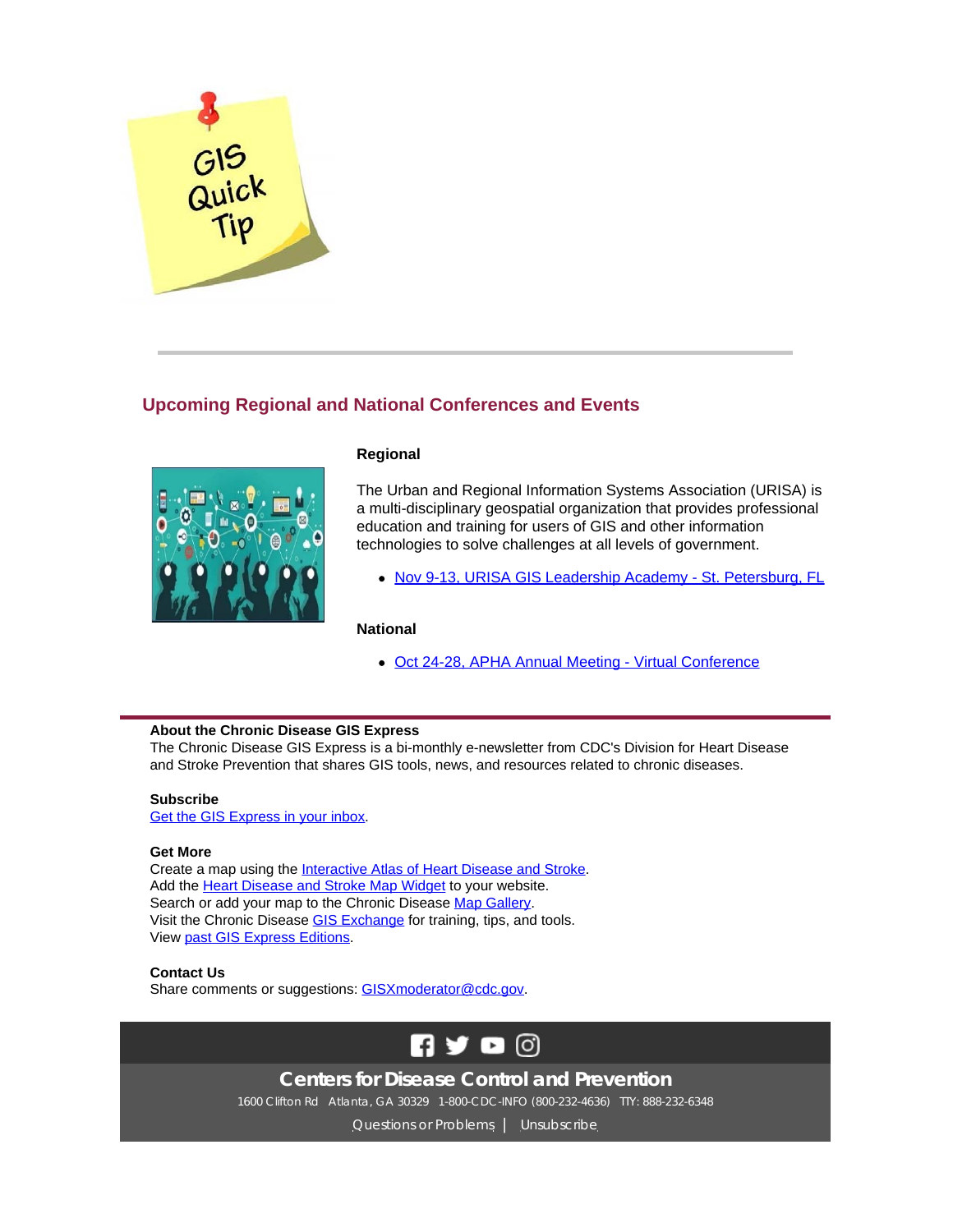## Upcoming Regional and National Conferences and Events

**Regional**

The Urban and Regional Information Systems Association (URISA) is a multi-disciplinary geospatial organization that provides professional education and training for users of GIS and other information technologies to solve challenges at all levels of government.

- Nov 9-13, URISA GIS Leadership Academy - St. Petersburg, FL

**National**

- Oct 24-28, APHA Annual Meeting - Virtual Conference

**About the Chronic Disease GIS Express**
The Chronic Disease GIS Express is a bi-monthly e-newsletter from CDC's Division for Heart Disease and Stroke Prevention that shares GIS tools, news, and resources related to chronic diseases.

**Subscribe**
Get the GIS Express in your inbox.

**Get More**
Create a map using the Interactive Atlas of Heart Disease and Stroke.
Add the Heart Disease and Stroke Map Widget to your website.
Search or add your map to the Chronic Disease Map Gallery.
Visit the Chronic Disease GIS Exchange for training, tips, and tools.
View past GIS Express Editions.

**Contact Us**
Share comments or suggestions: GISXmoderator@cdc.gov.

**Centers for Disease Control and Prevention**
1600 Clifton Rd Atlanta, GA 30329 1-800-CDC-INFO (800-232-4636) TTY: 888-232-6348
Questions or Problems | Unsubscribe